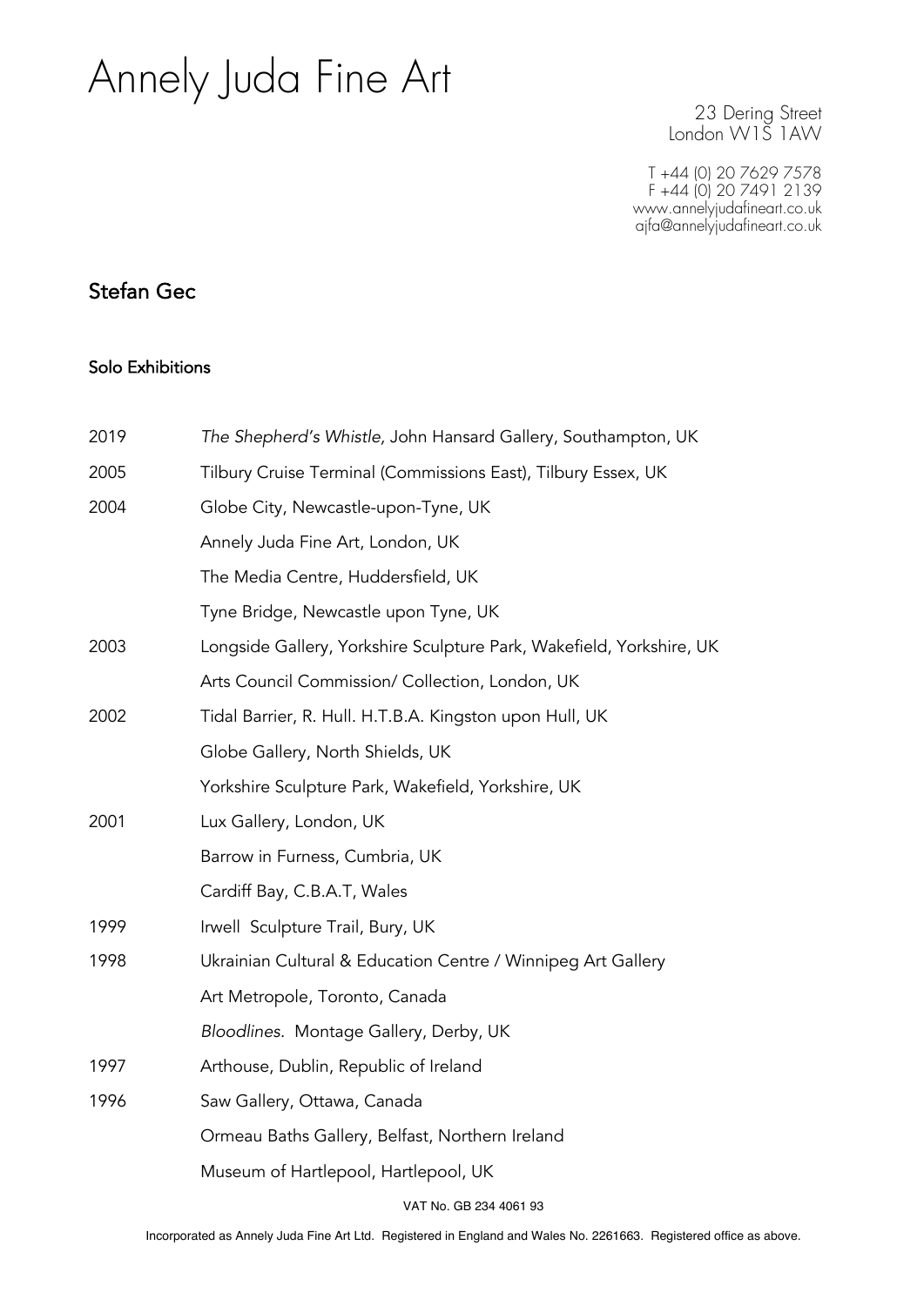# Annely Juda Fine Art

23 Dering Street
London W1S 1AW

T +44 (0) 20 7629 7578
F +44 (0) 20 7491 2139
www.annelyjudafineart.co.uk
ajfa@annelyjudafineart.co.uk

## Stefan Gec

### Solo Exhibitions

| | |
|---|---|
| 2019 | *The Shepherd's Whistle,* John Hansard Gallery, Southampton, UK |
| 2005 | Tilbury Cruise Terminal (Commissions East), Tilbury Essex, UK |
| 2004 | Globe City, Newcastle-upon-Tyne, UK |
| | Annely Juda Fine Art, London, UK |
| | The Media Centre, Huddersfield, UK |
| | Tyne Bridge, Newcastle upon Tyne, UK |
| 2003 | Longside Gallery, Yorkshire Sculpture Park, Wakefield, Yorkshire, UK |
| | Arts Council Commission/ Collection, London, UK |
| 2002 | Tidal Barrier, R. Hull. H.T.B.A. Kingston upon Hull, UK |
| | Globe Gallery, North Shields, UK |
| | Yorkshire Sculpture Park, Wakefield, Yorkshire, UK |
| 2001 | Lux Gallery, London, UK |
| | Barrow in Furness, Cumbria, UK |
| | Cardiff Bay, C.B.A.T, Wales |
| 1999 | Irwell Sculpture Trail, Bury, UK |
| 1998 | Ukrainian Cultural & Education Centre / Winnipeg Art Gallery |
| | Art Metropole, Toronto, Canada |
| | *Bloodlines.* Montage Gallery, Derby, UK |
| 1997 | Arthouse, Dublin, Republic of Ireland |
| 1996 | Saw Gallery, Ottawa, Canada |
| | Ormeau Baths Gallery, Belfast, Northern Ireland |
| | Museum of Hartlepool, Hartlepool, UK |

VAT No. GB 234 4061 93

Incorporated as Annely Juda Fine Art Ltd. Registered in England and Wales No. 2261663. Registered office as above.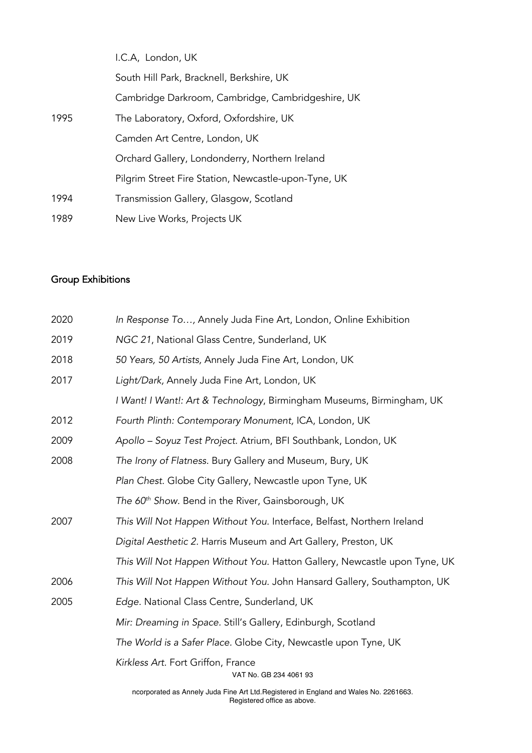| | |
|---|---|
| | I.C.A, London, UK |
| | South Hill Park, Bracknell, Berkshire, UK |
| | Cambridge Darkroom, Cambridge, Cambridgeshire, UK |
| 1995 | The Laboratory, Oxford, Oxfordshire, UK |
| | Camden Art Centre, London, UK |
| | Orchard Gallery, Londonderry, Northern Ireland |
| | Pilgrim Street Fire Station, Newcastle-upon-Tyne, UK |
| 1994 | Transmission Gallery, Glasgow, Scotland |
| 1989 | New Live Works, Projects UK |

## Group Exhibitions

| | |
|---|---|
| 2020 | *In Response To…,* Annely Juda Fine Art, London, Online Exhibition |
| 2019 | *NGC 21*, National Glass Centre, Sunderland, UK |
| 2018 | *50 Years, 50 Artists,* Annely Juda Fine Art, London, UK |
| 2017 | *Light/Dark,* Annely Juda Fine Art, London, UK |
| | *I Want! I Want!: Art & Technology*, Birmingham Museums, Birmingham, UK |
| 2012 | *Fourth Plinth: Contemporary Monument,* ICA, London, UK |
| 2009 | *Apollo – Soyuz Test Project.* Atrium, BFI Southbank, London, UK |
| 2008 | *The Irony of Flatness.* Bury Gallery and Museum, Bury, UK |
| | *Plan Chest.* Globe City Gallery, Newcastle upon Tyne, UK |
| | *The 60th Show.* Bend in the River, Gainsborough, UK |
| 2007 | *This Will Not Happen Without You.* Interface, Belfast, Northern Ireland |
| | *Digital Aesthetic 2.* Harris Museum and Art Gallery, Preston, UK |
| | *This Will Not Happen Without You.* Hatton Gallery, Newcastle upon Tyne, UK |
| 2006 | *This Will Not Happen Without You.* John Hansard Gallery, Southampton, UK |
| 2005 | *Edge.* National Class Centre, Sunderland, UK |
| | *Mir: Dreaming in Space.* Still's Gallery, Edinburgh, Scotland |
| | *The World is a Safer Place.* Globe City, Newcastle upon Tyne, UK |
| | *Kirkless Art.* Fort Griffon, France |

VAT No. GB 234 4061 93

ncorporated as Annely Juda Fine Art Ltd.Registered in England and Wales No. 2261663. Registered office as above.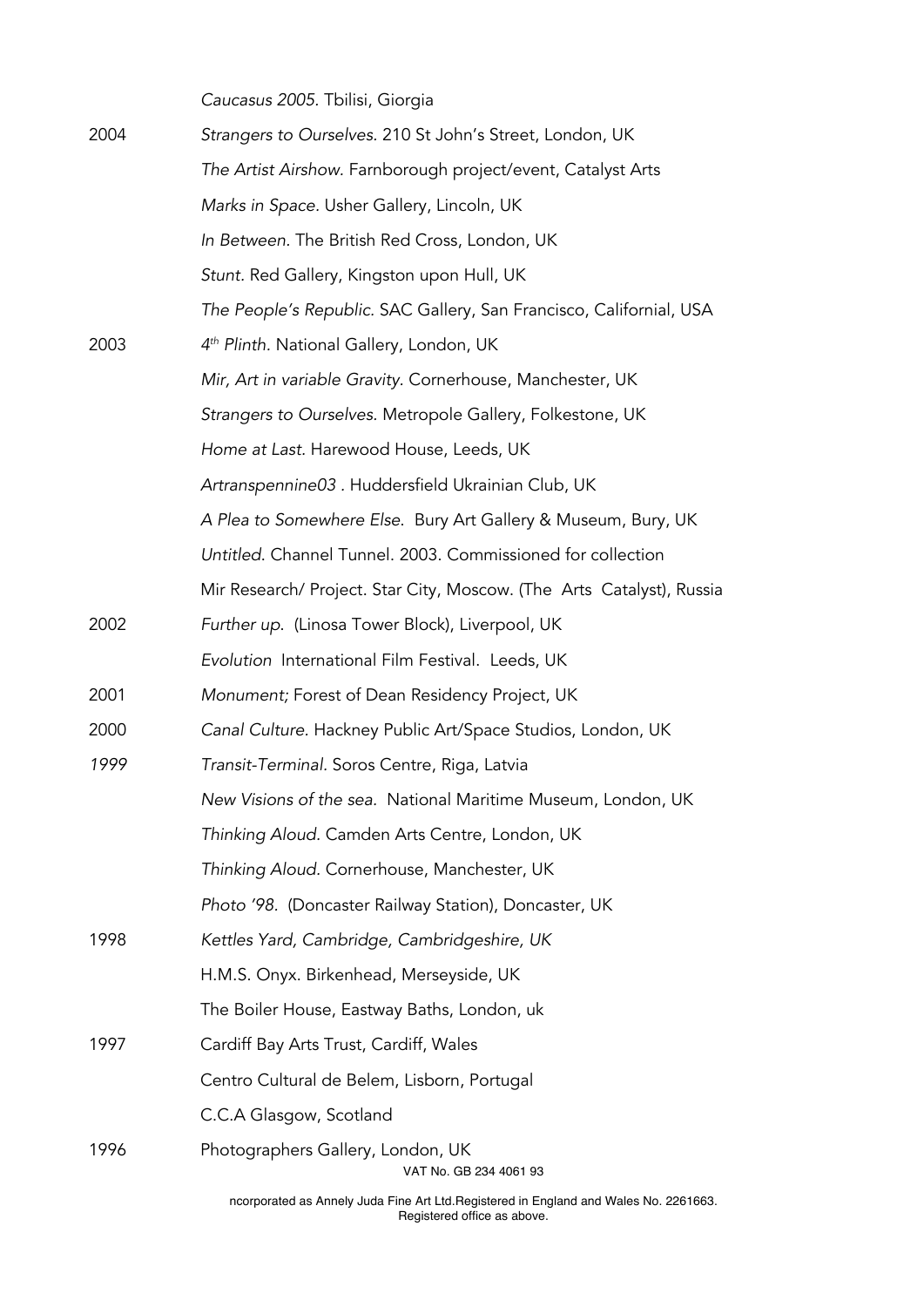| | |
|---|---|
| | *Caucasus 2005.* Tbilisi, Giorgia |
| 2004 | *Strangers to Ourselves.* 210 St John's Street, London, UK |
| | *The Artist Airshow.* Farnborough project/event, Catalyst Arts |
| | *Marks in Space.* Usher Gallery, Lincoln, UK |
| | *In Between.* The British Red Cross, London, UK |
| | *Stunt.* Red Gallery, Kingston upon Hull, UK |
| | *The People's Republic.* SAC Gallery, San Francisco, Californial, USA |
| 2003 | *4th Plinth.* National Gallery, London, UK |
| | *Mir, Art in variable Gravity.* Cornerhouse, Manchester, UK |
| | *Strangers to Ourselves.* Metropole Gallery, Folkestone, UK |
| | *Home at Last.* Harewood House, Leeds, UK |
| | *Artranspennine03* . Huddersfield Ukrainian Club, UK |
| | *A Plea to Somewhere Else.* Bury Art Gallery & Museum, Bury, UK |
| | *Untitled.* Channel Tunnel. 2003. Commissioned for collection |
| | Mir Research/ Project. Star City, Moscow. (The Arts Catalyst), Russia |
| 2002 | *Further up.* (Linosa Tower Block), Liverpool, UK |
| | *Evolution* International Film Festival. Leeds, UK |
| 2001 | *Monument;* Forest of Dean Residency Project, UK |
| 2000 | *Canal Culture.* Hackney Public Art/Space Studios, London, UK |
| *1999* | *Transit-Terminal.* Soros Centre, Riga, Latvia |
| | *New Visions of the sea.* National Maritime Museum, London, UK |
| | *Thinking Aloud.* Camden Arts Centre, London, UK |
| | *Thinking Aloud.* Cornerhouse, Manchester, UK |
| | *Photo '98.* (Doncaster Railway Station), Doncaster, UK |
| 1998 | *Kettles Yard, Cambridge, Cambridgeshire, UK* |
| | H.M.S. Onyx. Birkenhead, Merseyside, UK |
| | The Boiler House, Eastway Baths, London, uk |
| 1997 | Cardiff Bay Arts Trust, Cardiff, Wales |
| | Centro Cultural de Belem, Lisborn, Portugal |
| | C.C.A Glasgow, Scotland |
| 1996 | Photographers Gallery, London, UK |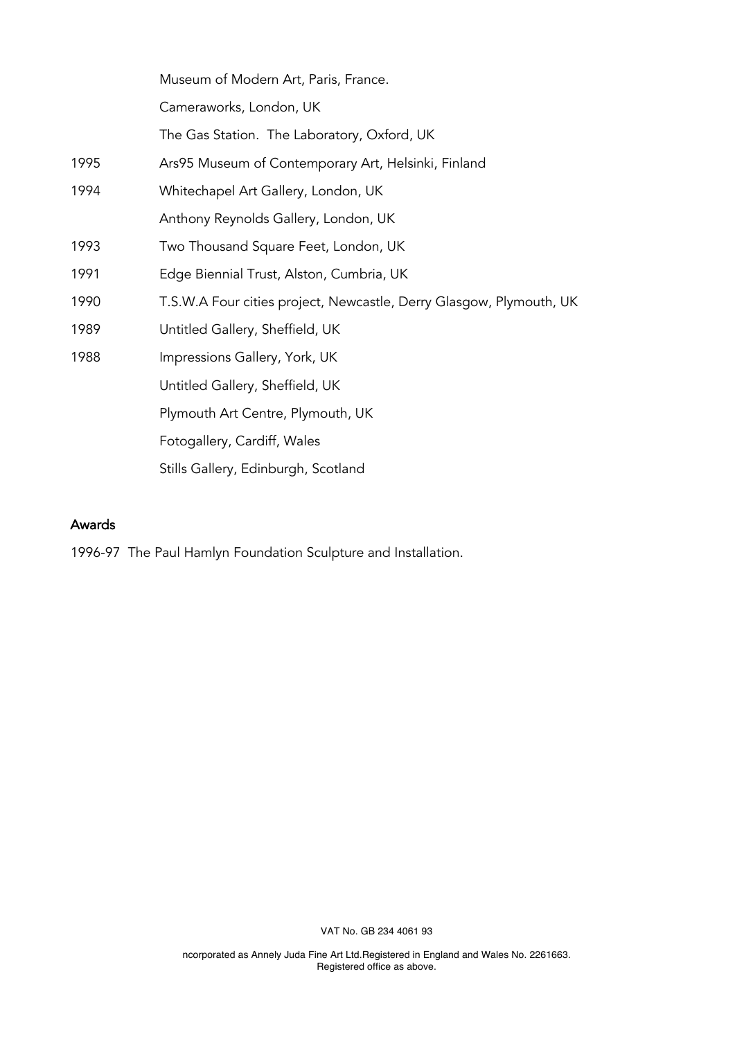| | |
|---|---|
| | Museum of Modern Art, Paris, France. |
| | Cameraworks, London, UK |
| | The Gas Station. The Laboratory, Oxford, UK |
| 1995 | Ars95 Museum of Contemporary Art, Helsinki, Finland |
| 1994 | Whitechapel Art Gallery, London, UK |
| | Anthony Reynolds Gallery, London, UK |
| 1993 | Two Thousand Square Feet, London, UK |
| 1991 | Edge Biennial Trust, Alston, Cumbria, UK |
| 1990 | T.S.W.A Four cities project, Newcastle, Derry Glasgow, Plymouth, UK |
| 1989 | Untitled Gallery, Sheffield, UK |
| 1988 | Impressions Gallery, York, UK |
| | Untitled Gallery, Sheffield, UK |
| | Plymouth Art Centre, Plymouth, UK |
| | Fotogallery, Cardiff, Wales |
| | Stills Gallery, Edinburgh, Scotland |

## Awards

1996-97 The Paul Hamlyn Foundation Sculpture and Installation.

VAT No. GB 234 4061 93

ncorporated as Annely Juda Fine Art Ltd.Registered in England and Wales No. 2261663.
Registered office as above.